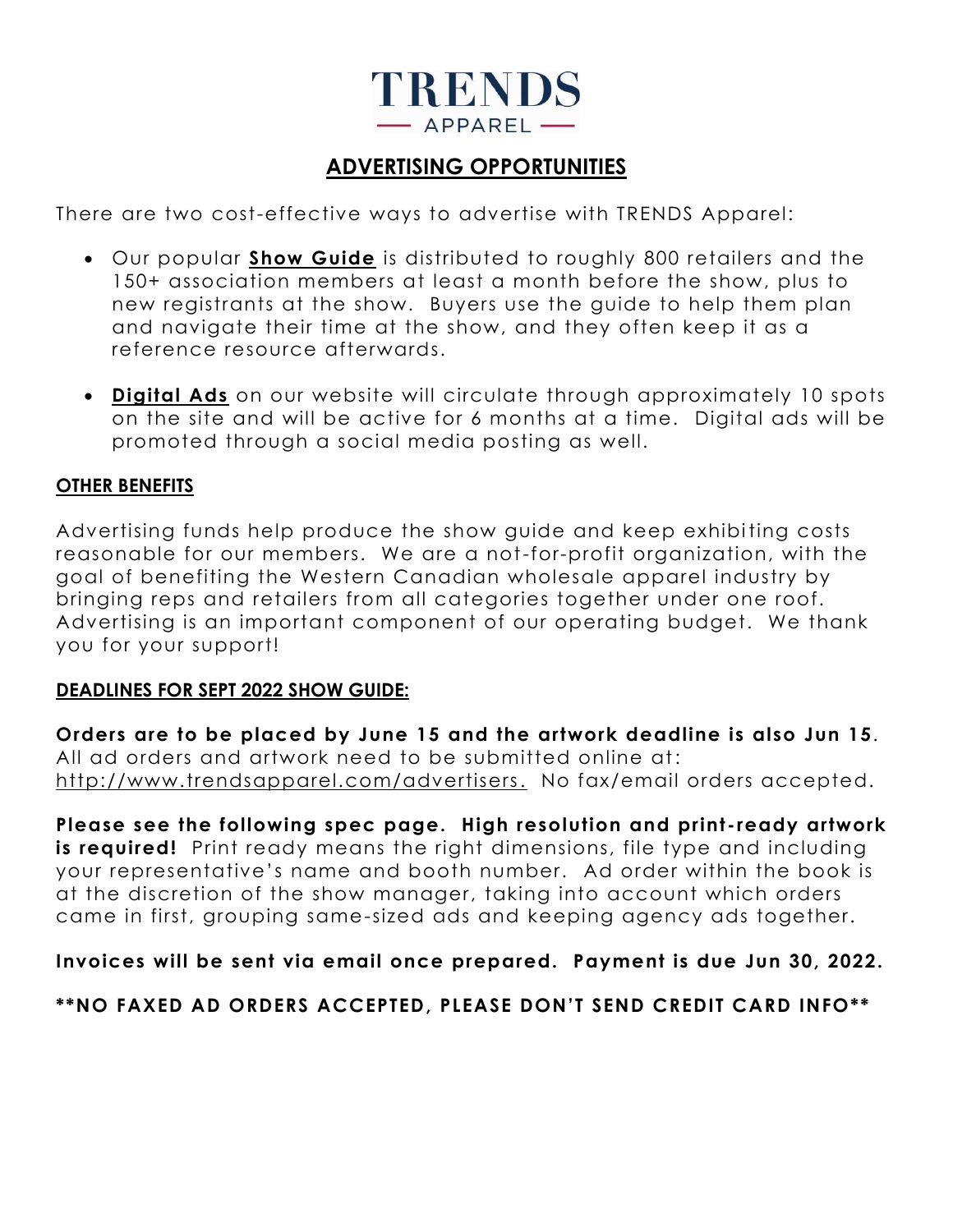# TRENDS
APPAREL

## ADVERTISING OPPORTUNITIES

There are two cost-effective ways to advertise with TRENDS Apparel:

- Our popular **Show Guide** is distributed to roughly 800 retailers and the 150+ association members at least a month before the show, plus to new registrants at the show. Buyers use the guide to help them plan and navigate their time at the show, and they often keep it as a reference resource afterwards.
- **Digital Ads** on our website will circulate through approximately 10 spots on the site and will be active for 6 months at a time. Digital ads will be promoted through a social media posting as well.

### OTHER BENEFITS

Advertising funds help produce the show guide and keep exhibiting costs reasonable for our members. We are a not-for-profit organization, with the goal of benefiting the Western Canadian wholesale apparel industry by bringing reps and retailers from all categories together under one roof. Advertising is an important component of our operating budget. We thank you for your support!

### DEADLINES FOR SEPT 2022 SHOW GUIDE:

**Orders are to be placed by June 15 and the artwork deadline is also Jun 15**. All ad orders and artwork need to be submitted online at: http://www.trendsapparel.com/advertisers. No fax/email orders accepted.

**Please see the following spec page. High resolution and print-ready artwork is required!** Print ready means the right dimensions, file type and including your representative's name and booth number. Ad order within the book is at the discretion of the show manager, taking into account which orders came in first, grouping same-sized ads and keeping agency ads together.

**Invoices will be sent via email once prepared. Payment is due Jun 30, 2022.**

**\*\*NO FAXED AD ORDERS ACCEPTED, PLEASE DON'T SEND CREDIT CARD INFO\*\***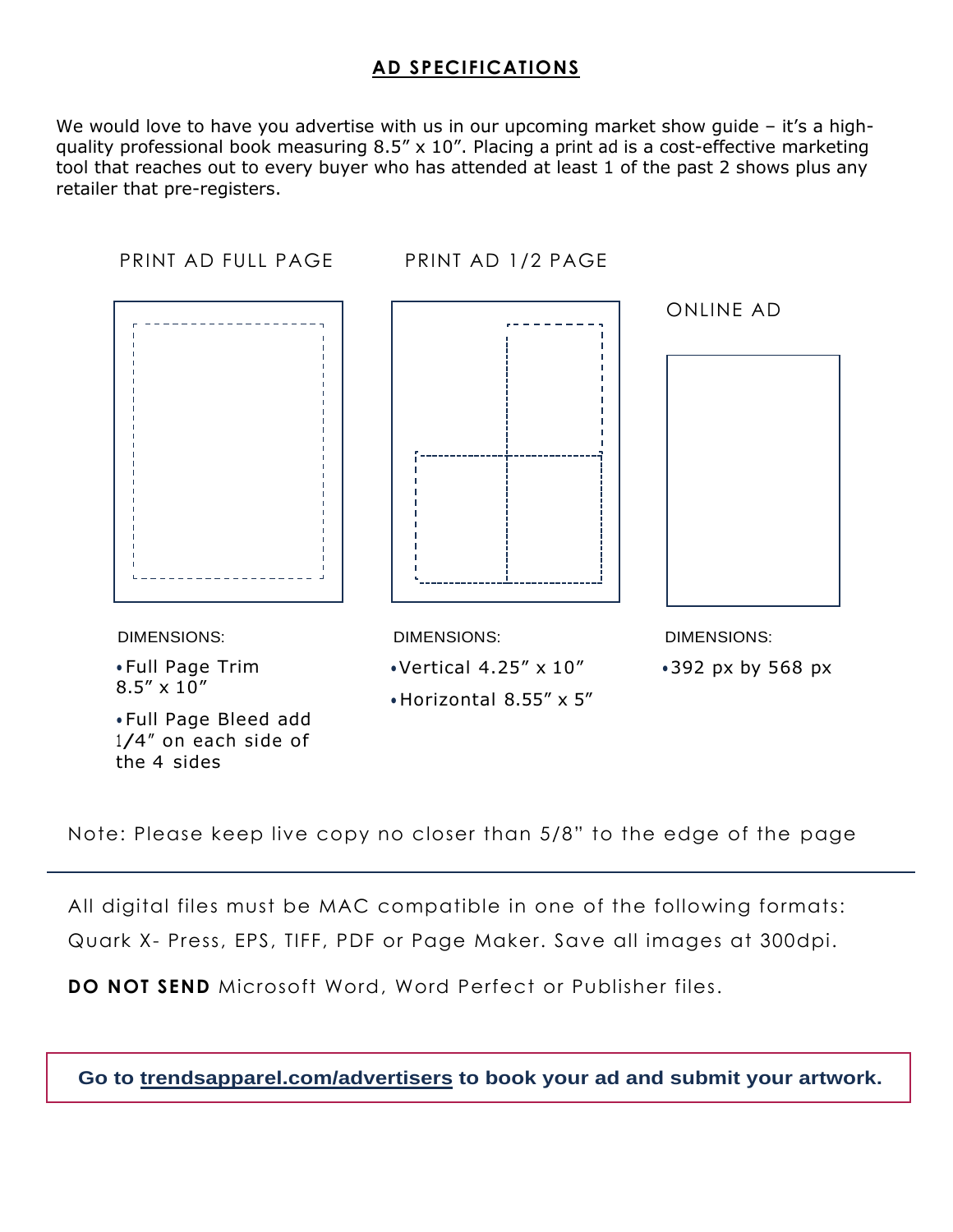## AD SPECIFICATIONS

We would love to have you advertise with us in our upcoming market show guide – it's a high-quality professional book measuring 8.5″ x 10″. Placing a print ad is a cost-effective marketing tool that reaches out to every buyer who has attended at least 1 of the past 2 shows plus any retailer that pre-registers.

### PRINT AD FULL PAGE

DIMENSIONS:

- Full Page Trim 8.5″ x 10″
- Full Page Bleed add 1/4″ on each side of the 4 sides

### PRINT AD 1/2 PAGE

DIMENSIONS:

- Vertical 4.25″ x 10″
- Horizontal 8.55″ x 5″

### ONLINE AD

DIMENSIONS:

- 392 px by 568 px

Note: Please keep live copy no closer than 5/8" to the edge of the page

---

All digital files must be MAC compatible in one of the following formats: Quark X- Press, EPS, TIFF, PDF or Page Maker. Save all images at 300dpi.

**DO NOT SEND** Microsoft Word, Word Perfect or Publisher files.

**Go to trendsapparel.com/advertisers to book your ad and submit your artwork.**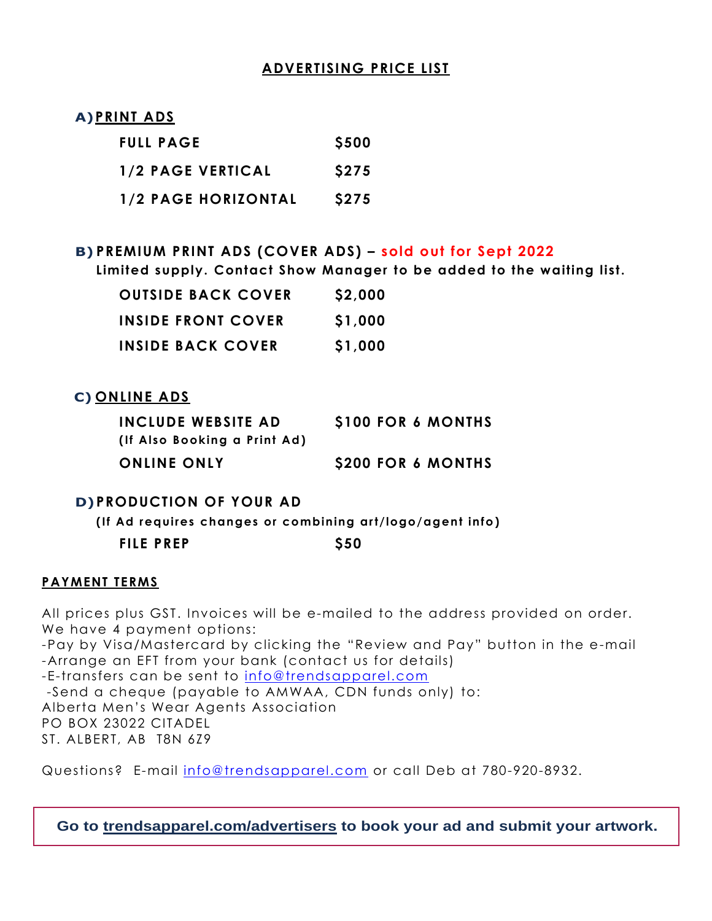# ADVERTISING PRICE LIST

## A) PRINT ADS

| | |
|---|---|
| **FULL PAGE** | **$500** |
| **1/2 PAGE VERTICAL** | **$275** |
| **1/2 PAGE HORIZONTAL** | **$275** |

## B) PREMIUM PRINT ADS (COVER ADS) – sold out for Sept 2022

**Limited supply. Contact Show Manager to be added to the waiting list.**

| | |
|---|---|
| **OUTSIDE BACK COVER** | **$2,000** |
| **INSIDE FRONT COVER** | **$1,000** |
| **INSIDE BACK COVER** | **$1,000** |

## C) ONLINE ADS

| | |
|---|---|
| **INCLUDE WEBSITE AD (If Also Booking a Print Ad)** | **$100 FOR 6 MONTHS** |
| **ONLINE ONLY** | **$200 FOR 6 MONTHS** |

## D) PRODUCTION OF YOUR AD

**(If Ad requires changes or combining art/logo/agent info)**

| | |
|---|---|
| **FILE PREP** | **$50** |

## PAYMENT TERMS

All prices plus GST. Invoices will be e-mailed to the address provided on order.
We have 4 payment options:
-Pay by Visa/Mastercard by clicking the "Review and Pay" button in the e-mail
-Arrange an EFT from your bank (contact us for details)
-E-transfers can be sent to info@trendsapparel.com
-Send a cheque (payable to AMWAA, CDN funds only) to:
Alberta Men's Wear Agents Association
PO BOX 23022 CITADEL
ST. ALBERT, AB T8N 6Z9

Questions? E-mail info@trendsapparel.com or call Deb at 780-920-8932.

**Go to trendsapparel.com/advertisers to book your ad and submit your artwork.**